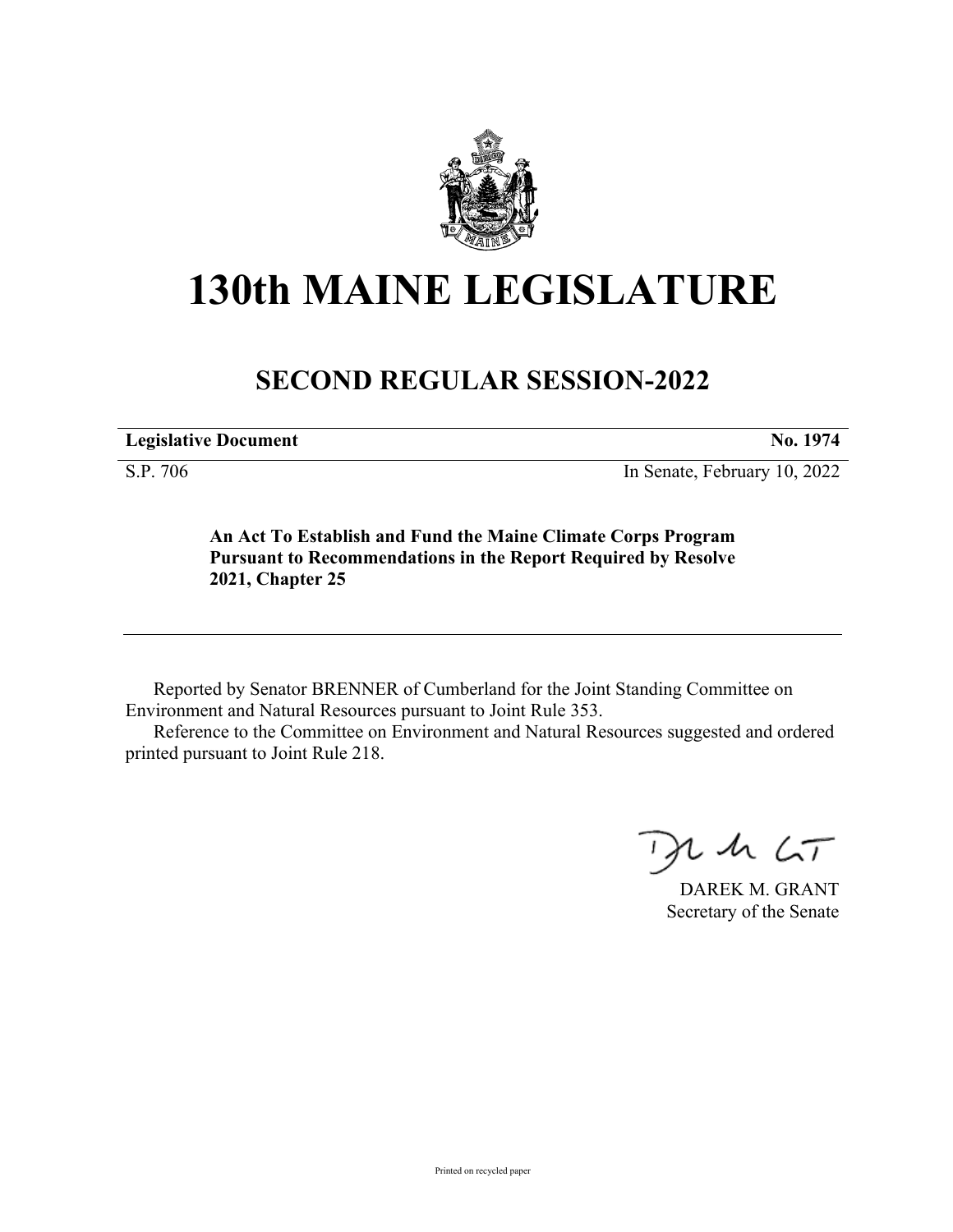# 130th MAINE LEGISLATURE

## SECOND REGULAR SESSION-2022

| **Legislative Document** | **No. 1974** |
|---|---|
| S.P. 706 | In Senate, February 10, 2022 |

**An Act To Establish and Fund the Maine Climate Corps Program Pursuant to Recommendations in the Report Required by Resolve 2021, Chapter 25**

Reported by Senator BRENNER of Cumberland for the Joint Standing Committee on Environment and Natural Resources pursuant to Joint Rule 353.

Reference to the Committee on Environment and Natural Resources suggested and ordered printed pursuant to Joint Rule 218.

DAREK M. GRANT
Secretary of the Senate

Printed on recycled paper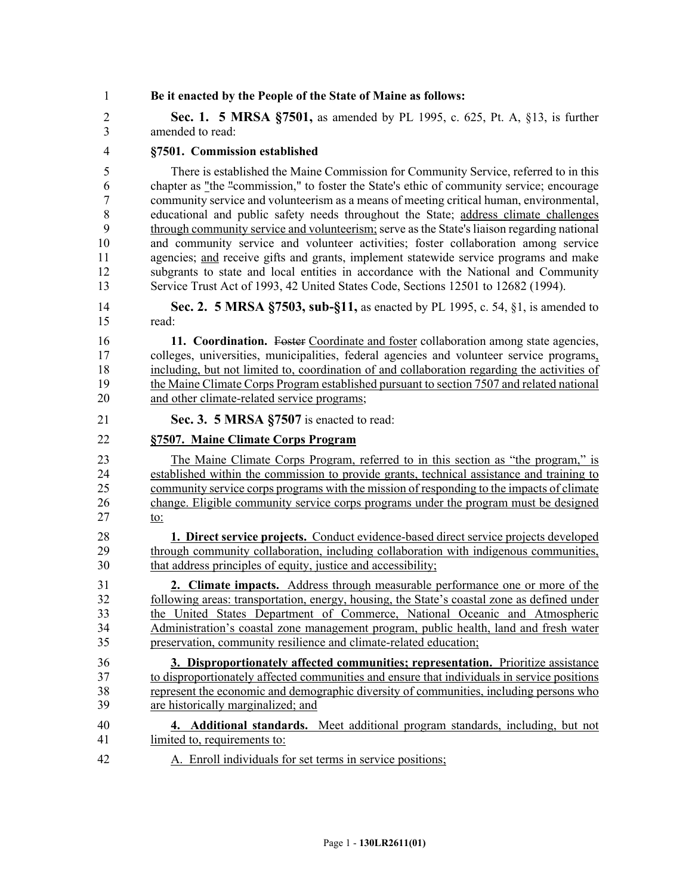**Be it enacted by the People of the State of Maine as follows:**

**Sec. 1. 5 MRSA §7501,** as amended by PL 1995, c. 625, Pt. A, §13, is further amended to read:

**§7501. Commission established**

There is established the Maine Commission for Community Service, referred to in this chapter as "the "commission," to foster the State's ethic of community service; encourage community service and volunteerism as a means of meeting critical human, environmental, educational and public safety needs throughout the State; address climate challenges through community service and volunteerism; serve as the State's liaison regarding national and community service and volunteer activities; foster collaboration among service agencies; and receive gifts and grants, implement statewide service programs and make subgrants to state and local entities in accordance with the National and Community Service Trust Act of 1993, 42 United States Code, Sections 12501 to 12682 (1994).

**Sec. 2. 5 MRSA §7503, sub-§11,** as enacted by PL 1995, c. 54, §1, is amended to read:

**11. Coordination.** ~~Foster~~ Coordinate and foster collaboration among state agencies, colleges, universities, municipalities, federal agencies and volunteer service programs, including, but not limited to, coordination of and collaboration regarding the activities of the Maine Climate Corps Program established pursuant to section 7507 and related national and other climate-related service programs;

**Sec. 3. 5 MRSA §7507** is enacted to read:

**§7507. Maine Climate Corps Program**

The Maine Climate Corps Program, referred to in this section as "the program," is established within the commission to provide grants, technical assistance and training to community service corps programs with the mission of responding to the impacts of climate change. Eligible community service corps programs under the program must be designed to:

**1. Direct service projects.** Conduct evidence-based direct service projects developed through community collaboration, including collaboration with indigenous communities, that address principles of equity, justice and accessibility;

**2. Climate impacts.** Address through measurable performance one or more of the following areas: transportation, energy, housing, the State's coastal zone as defined under the United States Department of Commerce, National Oceanic and Atmospheric Administration's coastal zone management program, public health, land and fresh water preservation, community resilience and climate-related education;

**3. Disproportionately affected communities; representation.** Prioritize assistance to disproportionately affected communities and ensure that individuals in service positions represent the economic and demographic diversity of communities, including persons who are historically marginalized; and

**4. Additional standards.** Meet additional program standards, including, but not limited to, requirements to:

A. Enroll individuals for set terms in service positions;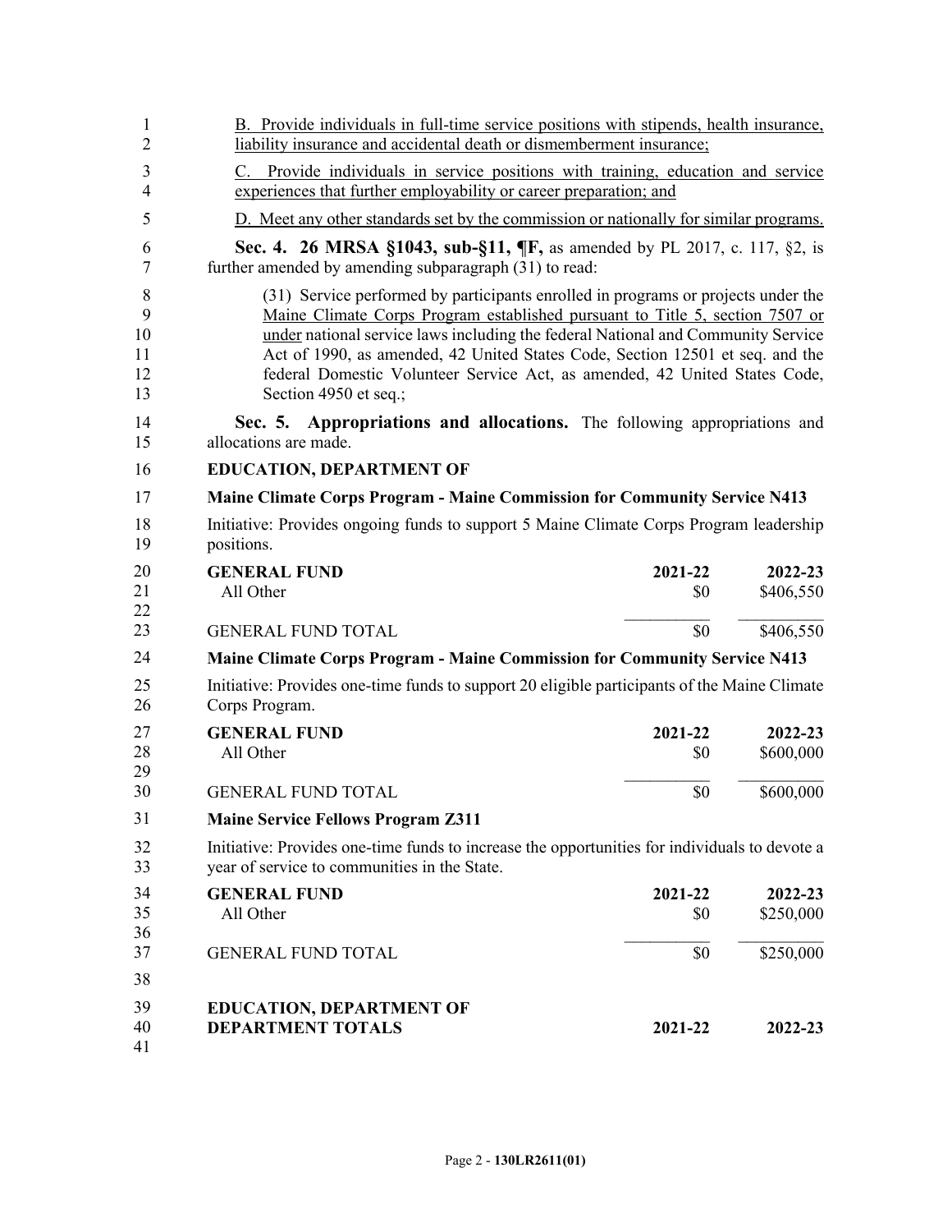B. Provide individuals in full-time service positions with stipends, health insurance, liability insurance and accidental death or dismemberment insurance;

C. Provide individuals in service positions with training, education and service experiences that further employability or career preparation; and

D. Meet any other standards set by the commission or nationally for similar programs.

**Sec. 4. 26 MRSA §1043, sub-§11, ¶F,** as amended by PL 2017, c. 117, §2, is further amended by amending subparagraph (31) to read:

(31) Service performed by participants enrolled in programs or projects under the Maine Climate Corps Program established pursuant to Title 5, section 7507 or under national service laws including the federal National and Community Service Act of 1990, as amended, 42 United States Code, Section 12501 et seq. and the federal Domestic Volunteer Service Act, as amended, 42 United States Code, Section 4950 et seq.;

**Sec. 5. Appropriations and allocations.** The following appropriations and allocations are made.

**EDUCATION, DEPARTMENT OF**

**Maine Climate Corps Program - Maine Commission for Community Service N413**

Initiative: Provides ongoing funds to support 5 Maine Climate Corps Program leadership positions.

| GENERAL FUND | 2021-22 | 2022-23 |
|---|---|---|
| All Other | $0 | $406,550 |
| GENERAL FUND TOTAL | $0 | $406,550 |

**Maine Climate Corps Program - Maine Commission for Community Service N413**

Initiative: Provides one-time funds to support 20 eligible participants of the Maine Climate Corps Program.

| GENERAL FUND | 2021-22 | 2022-23 |
|---|---|---|
| All Other | $0 | $600,000 |
| GENERAL FUND TOTAL | $0 | $600,000 |

**Maine Service Fellows Program Z311**

Initiative: Provides one-time funds to increase the opportunities for individuals to devote a year of service to communities in the State.

| GENERAL FUND | 2021-22 | 2022-23 |
|---|---|---|
| All Other | $0 | $250,000 |
| GENERAL FUND TOTAL | $0 | $250,000 |

| EDUCATION, DEPARTMENT OF DEPARTMENT TOTALS | 2021-22 | 2022-23 |
|---|---|---|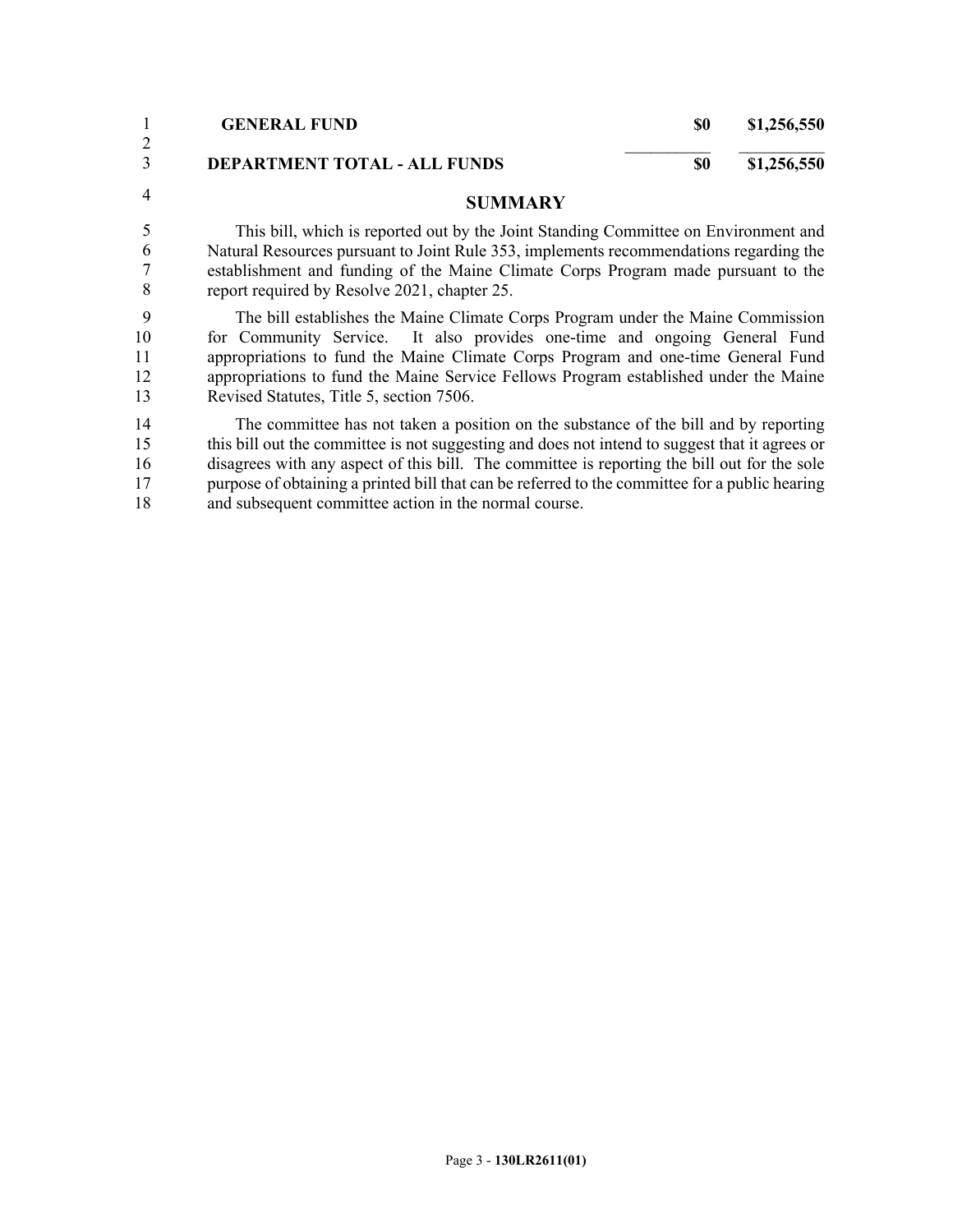| | | |
|---|---|---|
| **GENERAL FUND** | **$0** | **$1,256,550** |
| **DEPARTMENT TOTAL - ALL FUNDS** | **$0** | **$1,256,550** |

## SUMMARY

This bill, which is reported out by the Joint Standing Committee on Environment and Natural Resources pursuant to Joint Rule 353, implements recommendations regarding the establishment and funding of the Maine Climate Corps Program made pursuant to the report required by Resolve 2021, chapter 25.

The bill establishes the Maine Climate Corps Program under the Maine Commission for Community Service. It also provides one-time and ongoing General Fund appropriations to fund the Maine Climate Corps Program and one-time General Fund appropriations to fund the Maine Service Fellows Program established under the Maine Revised Statutes, Title 5, section 7506.

The committee has not taken a position on the substance of the bill and by reporting this bill out the committee is not suggesting and does not intend to suggest that it agrees or disagrees with any aspect of this bill. The committee is reporting the bill out for the sole purpose of obtaining a printed bill that can be referred to the committee for a public hearing and subsequent committee action in the normal course.